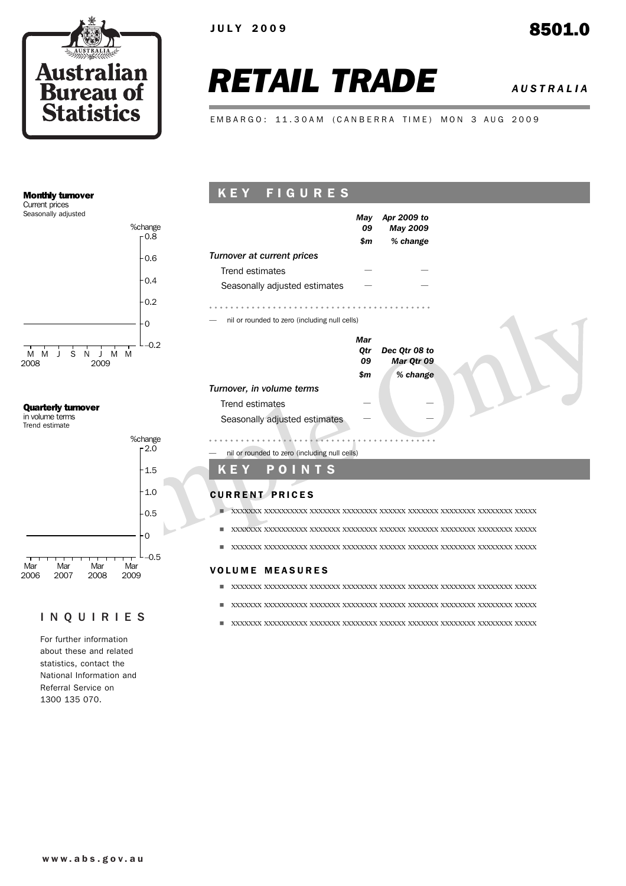JULY 2009

8501.0

# RETAIL TRADE

*AUSTRALIA*

EMBARGO: 11.30AM (CANBERRA TIME) MON 3 AUG 2009

**Monthly turnover**
Current prices
Seasonally adjusted

**Quarterly turnover**
in volume terms
Trend estimate

## KEY FIGURES

| | May 09 | Apr 2009 to May 2009 |
|---|---|---|
| | $m | % change |
| *Turnover at current prices* | | |
| Trend estimates | — | — |
| Seasonally adjusted estimates | — | — |

— nil or rounded to zero (including null cells)

| | Mar Qtr 09 | Dec Qtr 08 to Mar Qtr 09 |
|---|---|---|
| | $m | % change |
| *Turnover, in volume terms* | | |
| Trend estimates | — | — |
| Seasonally adjusted estimates | — | — |

— nil or rounded to zero (including null cells)

## KEY POINTS

### CURRENT PRICES

- xxxxxxx xxxxxxxxxx xxxxxxx xxxxxxxx xxxxxx xxxxxxx xxxxxxxx xxxxxxxx xxxxx
- xxxxxxx xxxxxxxxxx xxxxxxx xxxxxxxx xxxxxx xxxxxxx xxxxxxxx xxxxxxxx xxxxx
- xxxxxxx xxxxxxxxxx xxxxxxx xxxxxxxx xxxxxx xxxxxxx xxxxxxxx xxxxxxxx xxxxx

### VOLUME MEASURES

- xxxxxxx xxxxxxxxxx xxxxxxx xxxxxxxx xxxxxx xxxxxxx xxxxxxxx xxxxxxxx xxxxx
- xxxxxxx xxxxxxxxxx xxxxxxx xxxxxxxx xxxxxx xxxxxxx xxxxxxxx xxxxxxxx xxxxx
- xxxxxxx xxxxxxxxxx xxxxxxx xxxxxxxx xxxxxx xxxxxxx xxxxxxxx xxxxxxxx xxxxx

## INQUIRIES

For further information about these and related statistics, contact the National Information and Referral Service on 1300 135 070.

www.abs.gov.au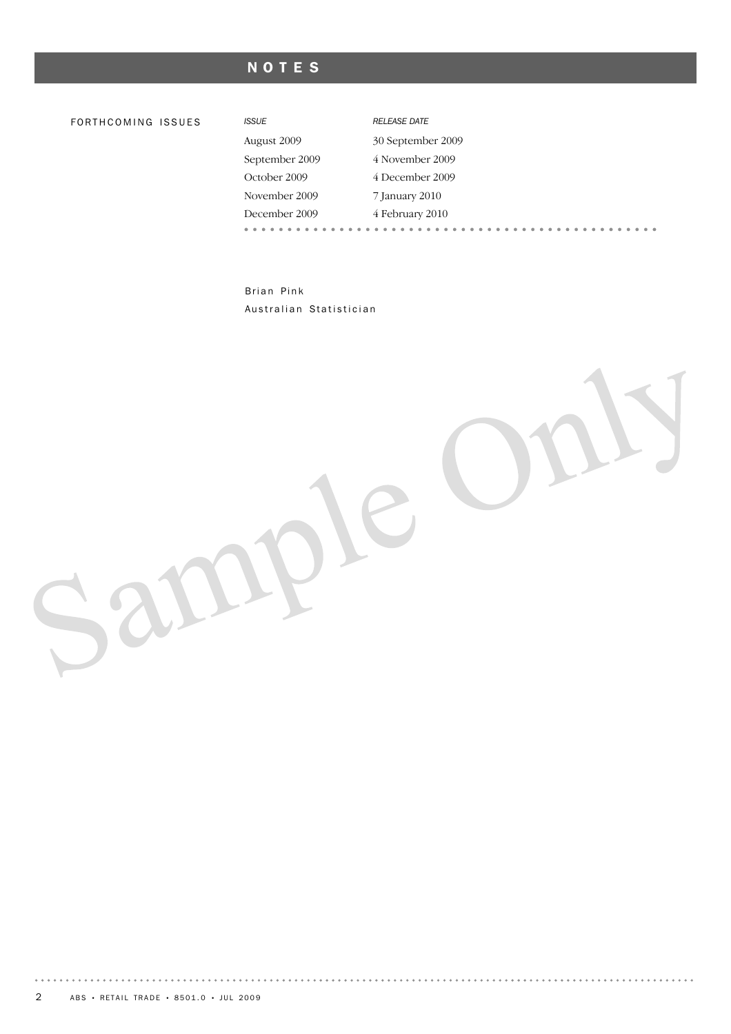# NOTES

## FORTHCOMING ISSUES

| *ISSUE* | *RELEASE DATE* |
|---|---|
| August 2009 | 30 September 2009 |
| September 2009 | 4 November 2009 |
| October 2009 | 4 December 2009 |
| November 2009 | 7 January 2010 |
| December 2009 | 4 February 2010 |

Brian Pink
Australian Statistician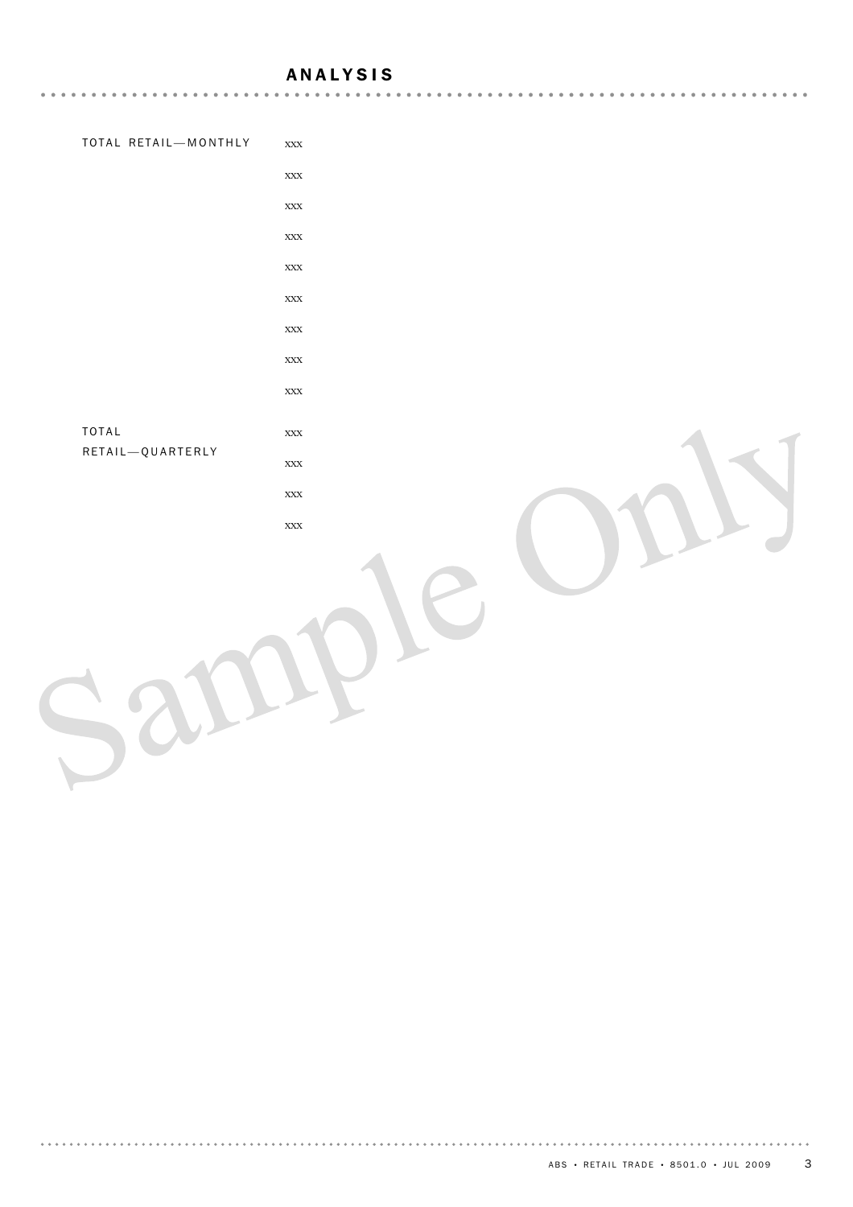## ANALYSIS

TOTAL RETAIL—MONTHLY

xxx

xxx

xxx

xxx

xxx

xxx

xxx

xxx

xxx

TOTAL RETAIL—QUARTERLY

xxx

xxx

xxx

xxx

Sample Only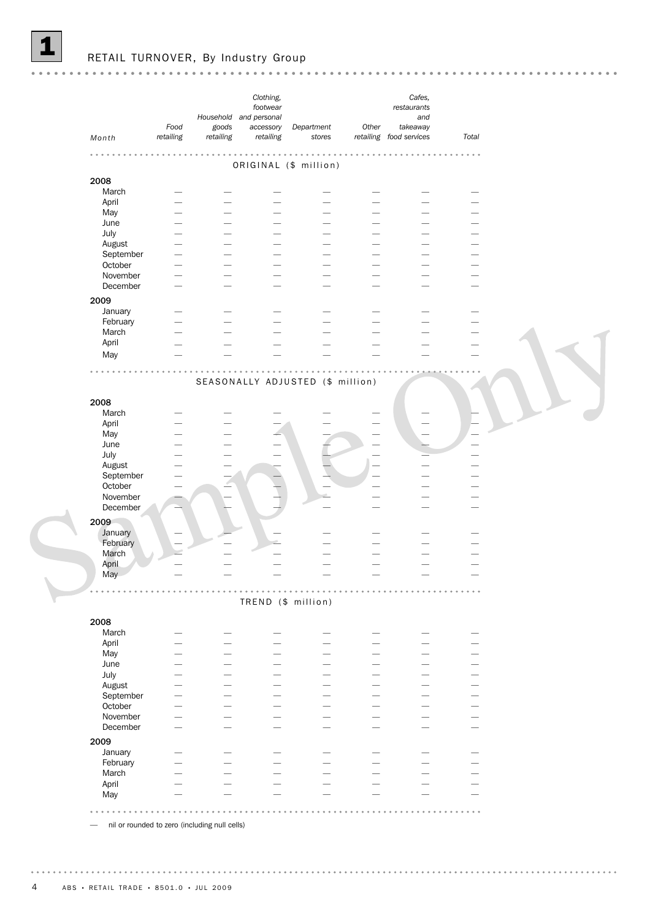# 1 RETAIL TURNOVER, By Industry Group

| Month | Food retailing | Household goods retailing | Clothing, footwear and personal accessory retailing | Department stores | Other retailing | Cafes, restaurants and takeaway food services | Total |
|---|---|---|---|---|---|---|---|
| **ORIGINAL ($ million)** | | | | | | | |
| **2008** | | | | | | | |
| March | — | — | — | — | — | — | — |
| April | — | — | — | — | — | — | — |
| May | — | — | — | — | — | — | — |
| June | — | — | — | — | — | — | — |
| July | — | — | — | — | — | — | — |
| August | — | — | — | — | — | — | — |
| September | — | — | — | — | — | — | — |
| October | — | — | — | — | — | — | — |
| November | — | — | — | — | — | — | — |
| December | — | — | — | — | — | — | — |
| **2009** | | | | | | | |
| January | — | — | — | — | — | — | — |
| February | — | — | — | — | — | — | — |
| March | — | — | — | — | — | — | — |
| April | — | — | — | — | — | — | — |
| May | — | — | — | — | — | — | — |
| **SEASONALLY ADJUSTED ($ million)** | | | | | | | |
| **2008** | | | | | | | |
| March | — | — | — | — | — | — | — |
| April | — | — | — | — | — | — | — |
| May | — | — | — | — | — | — | — |
| June | — | — | — | — | — | — | — |
| July | — | — | — | — | — | — | — |
| August | — | — | — | — | — | — | — |
| September | — | — | — | — | — | — | — |
| October | — | — | — | — | — | — | — |
| November | — | — | — | — | — | — | — |
| December | — | — | — | — | — | — | — |
| **2009** | | | | | | | |
| January | — | — | — | — | — | — | — |
| February | — | — | — | — | — | — | — |
| March | — | — | — | — | — | — | — |
| April | — | — | — | — | — | — | — |
| May | — | — | — | — | — | — | — |
| **TREND ($ million)** | | | | | | | |
| **2008** | | | | | | | |
| March | — | — | — | — | — | — | — |
| April | — | — | — | — | — | — | — |
| May | — | — | — | — | — | — | — |
| June | — | — | — | — | — | — | — |
| July | — | — | — | — | — | — | — |
| August | — | — | — | — | — | — | — |
| September | — | — | — | — | — | — | — |
| October | — | — | — | — | — | — | — |
| November | — | — | — | — | — | — | — |
| December | — | — | — | — | — | — | — |
| **2009** | | | | | | | |
| January | — | — | — | — | — | — | — |
| February | — | — | — | — | — | — | — |
| March | — | — | — | — | — | — | — |
| April | — | — | — | — | — | — | — |
| May | — | — | — | — | — | — | — |

— nil or rounded to zero (including null cells)

Sample Only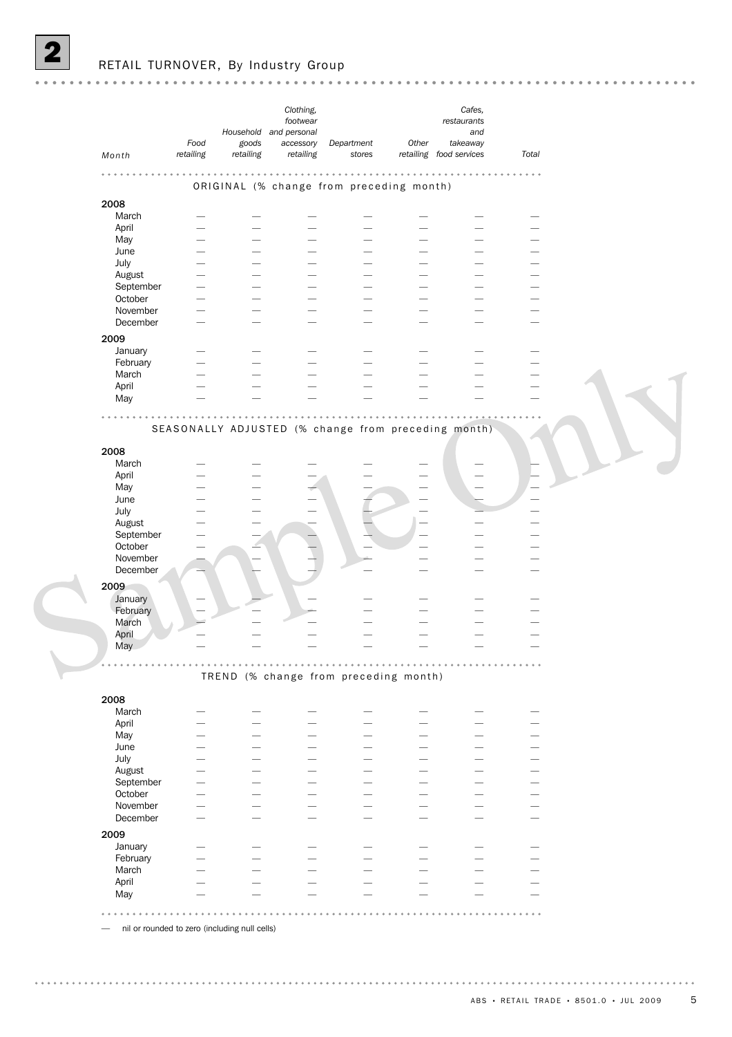## 2 RETAIL TURNOVER, By Industry Group

| Month | Food retailing | Household goods retailing | Clothing, footwear and personal accessory retailing | Department stores | Other retailing | Cafes, restaurants and takeaway food services | Total |
|---|---|---|---|---|---|---|---|
| **ORIGINAL (% change from preceding month)** | | | | | | | |
| **2008** | | | | | | | |
| March | — | — | — | — | — | — | — |
| April | — | — | — | — | — | — | — |
| May | — | — | — | — | — | — | — |
| June | — | — | — | — | — | — | — |
| July | — | — | — | — | — | — | — |
| August | — | — | — | — | — | — | — |
| September | — | — | — | — | — | — | — |
| October | — | — | — | — | — | — | — |
| November | — | — | — | — | — | — | — |
| December | — | — | — | — | — | — | — |
| **2009** | | | | | | | |
| January | — | — | — | — | — | — | — |
| February | — | — | — | — | — | — | — |
| March | — | — | — | — | — | — | — |
| April | — | — | — | — | — | — | — |
| May | — | — | — | — | — | — | — |
| **SEASONALLY ADJUSTED (% change from preceding month)** | | | | | | | |
| **2008** | | | | | | | |
| March | — | — | — | — | — | — | — |
| April | — | — | — | — | — | — | — |
| May | — | — | — | — | — | — | — |
| June | — | — | — | — | — | — | — |
| July | — | — | — | — | — | — | — |
| August | — | — | — | — | — | — | — |
| September | — | — | — | — | — | — | — |
| October | — | — | — | — | — | — | — |
| November | — | — | — | — | — | — | — |
| December | — | — | — | — | — | — | — |
| **2009** | | | | | | | |
| January | — | — | — | — | — | — | — |
| February | — | — | — | — | — | — | — |
| March | — | — | — | — | — | — | — |
| April | — | — | — | — | — | — | — |
| May | — | — | — | — | — | — | — |
| **TREND (% change from preceding month)** | | | | | | | |
| **2008** | | | | | | | |
| March | — | — | — | — | — | — | — |
| April | — | — | — | — | — | — | — |
| May | — | — | — | — | — | — | — |
| June | — | — | — | — | — | — | — |
| July | — | — | — | — | — | — | — |
| August | — | — | — | — | — | — | — |
| September | — | — | — | — | — | — | — |
| October | — | — | — | — | — | — | — |
| November | — | — | — | — | — | — | — |
| December | — | — | — | — | — | — | — |
| **2009** | | | | | | | |
| January | — | — | — | — | — | — | — |
| February | — | — | — | — | — | — | — |
| March | — | — | — | — | — | — | — |
| April | — | — | — | — | — | — | — |
| May | — | — | — | — | — | — | — |

— nil or rounded to zero (including null cells)

Sample Only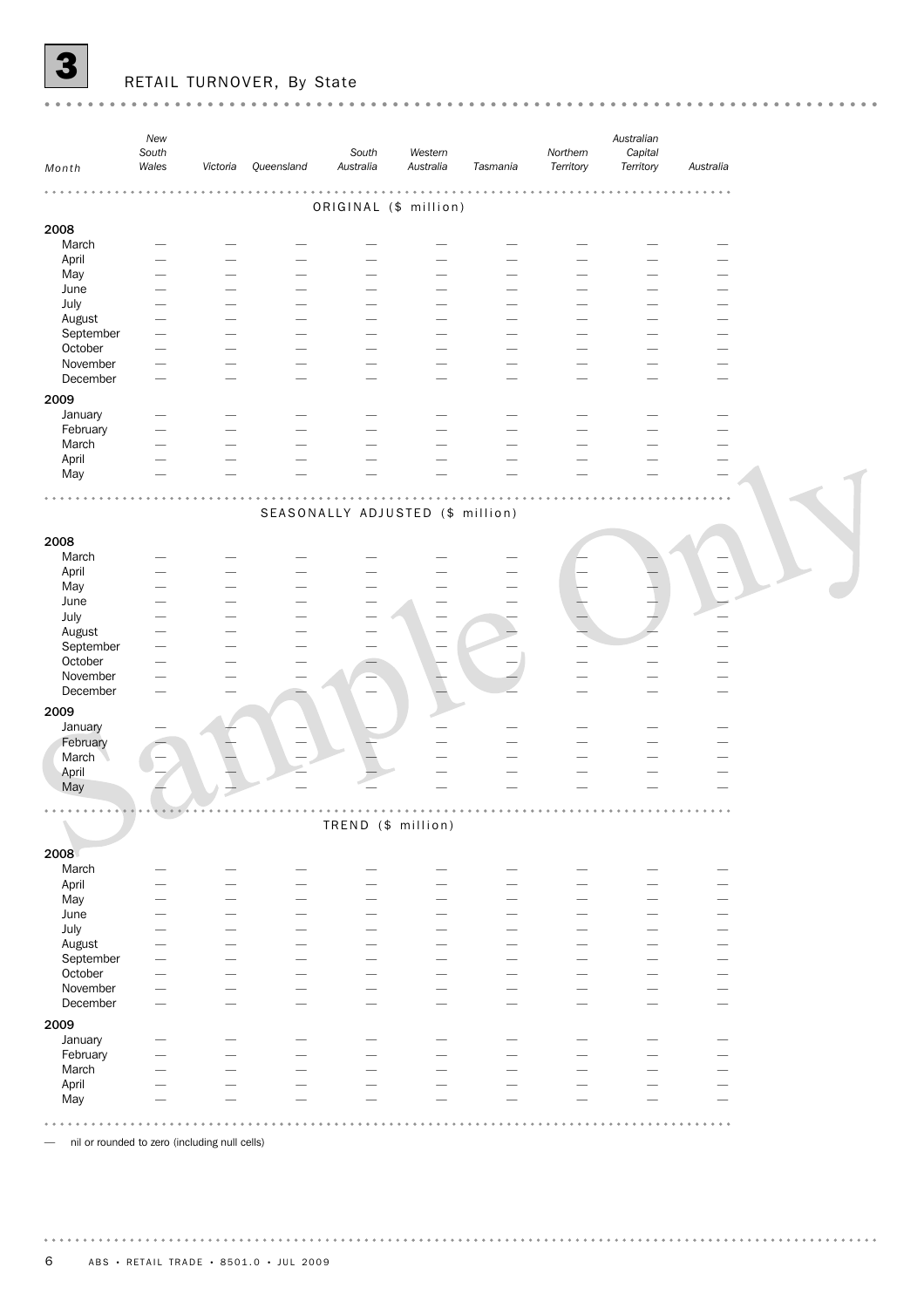# 3 RETAIL TURNOVER, By State

| Month | New South Wales | Victoria | Queensland | South Australia | Western Australia | Tasmania | Northern Territory | Australian Capital Territory | Australia |
|---|---|---|---|---|---|---|---|---|---|
| **ORIGINAL ($ million)** | | | | | | | | | |
| **2008** | | | | | | | | | |
| March | — | — | — | — | — | — | — | — | — |
| April | — | — | — | — | — | — | — | — | — |
| May | — | — | — | — | — | — | — | — | — |
| June | — | — | — | — | — | — | — | — | — |
| July | — | — | — | — | — | — | — | — | — |
| August | — | — | — | — | — | — | — | — | — |
| September | — | — | — | — | — | — | — | — | — |
| October | — | — | — | — | — | — | — | — | — |
| November | — | — | — | — | — | — | — | — | — |
| December | — | — | — | — | — | — | — | — | — |
| **2009** | | | | | | | | | |
| January | — | — | — | — | — | — | — | — | — |
| February | — | — | — | — | — | — | — | — | — |
| March | — | — | — | — | — | — | — | — | — |
| April | — | — | — | — | — | — | — | — | — |
| May | — | — | — | — | — | — | — | — | — |
| **SEASONALLY ADJUSTED ($ million)** | | | | | | | | | |
| **2008** | | | | | | | | | |
| March | — | — | — | — | — | — | — | — | — |
| April | — | — | — | — | — | — | — | — | — |
| May | — | — | — | — | — | — | — | — | — |
| June | — | — | — | — | — | — | — | — | — |
| July | — | — | — | — | — | — | — | — | — |
| August | — | — | — | — | — | — | — | — | — |
| September | — | — | — | — | — | — | — | — | — |
| October | — | — | — | — | — | — | — | — | — |
| November | — | — | — | — | — | — | — | — | — |
| December | — | — | — | — | — | — | — | — | — |
| **2009** | | | | | | | | | |
| January | — | — | — | — | — | — | — | — | — |
| February | — | — | — | — | — | — | — | — | — |
| March | — | — | — | — | — | — | — | — | — |
| April | — | — | — | — | — | — | — | — | — |
| May | — | — | — | — | — | — | — | — | — |
| **TREND ($ million)** | | | | | | | | | |
| **2008** | | | | | | | | | |
| March | — | — | — | — | — | — | — | — | — |
| April | — | — | — | — | — | — | — | — | — |
| May | — | — | — | — | — | — | — | — | — |
| June | — | — | — | — | — | — | — | — | — |
| July | — | — | — | — | — | — | — | — | — |
| August | — | — | — | — | — | — | — | — | — |
| September | — | — | — | — | — | — | — | — | — |
| October | — | — | — | — | — | — | — | — | — |
| November | — | — | — | — | — | — | — | — | — |
| December | — | — | — | — | — | — | — | — | — |
| **2009** | | | | | | | | | |
| January | — | — | — | — | — | — | — | — | — |
| February | — | — | — | — | — | — | — | — | — |
| March | — | — | — | — | — | — | — | — | — |
| April | — | — | — | — | — | — | — | — | — |
| May | — | — | — | — | — | — | — | — | — |

— nil or rounded to zero (including null cells)

Sample Only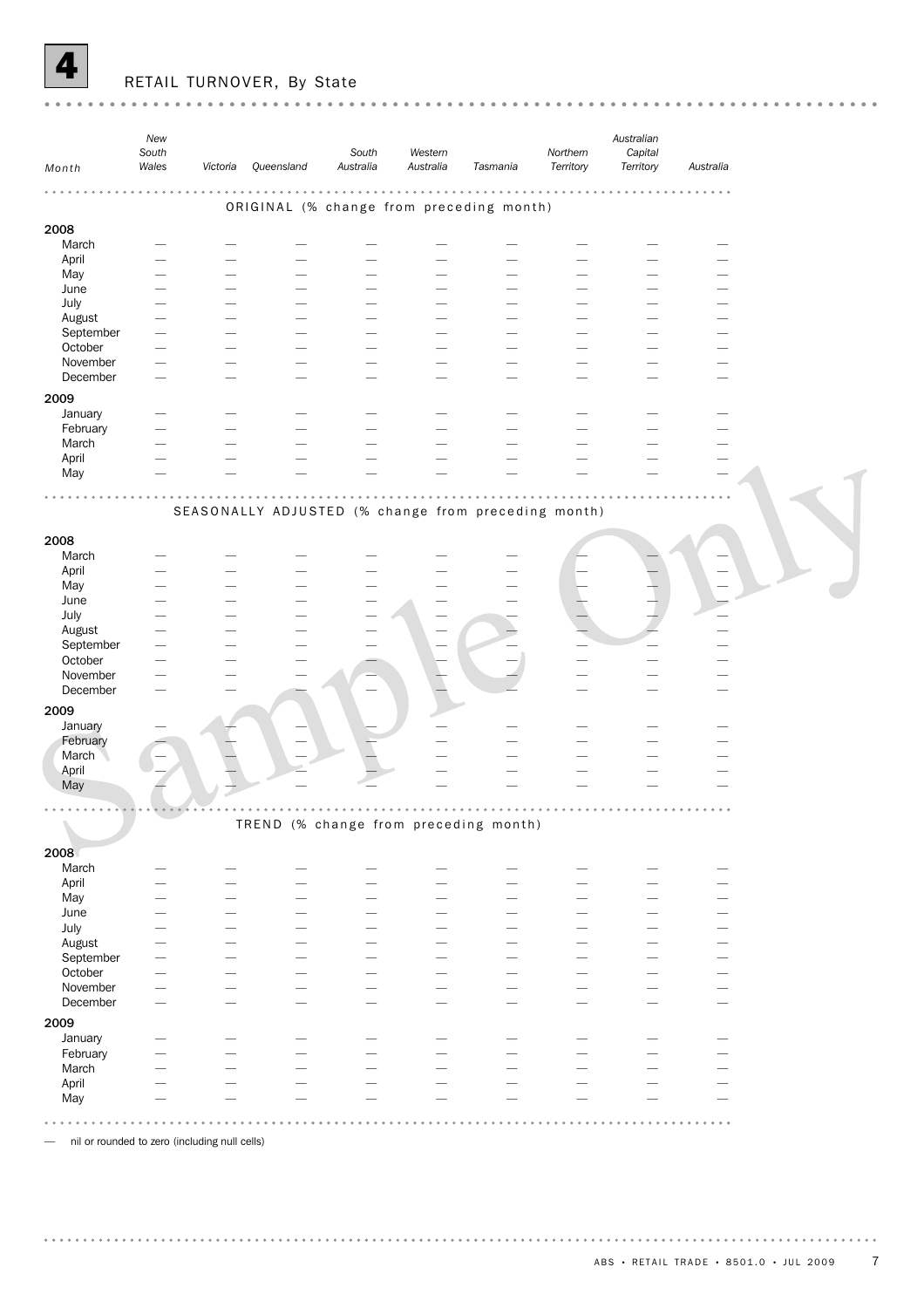# 4 RETAIL TURNOVER, By State

| Month | New South Wales | Victoria | Queensland | South Australia | Western Australia | Tasmania | Northern Territory | Australian Capital Territory | Australia |
|---|---|---|---|---|---|---|---|---|---|
| ORIGINAL (% change from preceding month) | | | | | | | | | |
| **2008** | | | | | | | | | |
| March | — | — | — | — | — | — | — | — | — |
| April | — | — | — | — | — | — | — | — | — |
| May | — | — | — | — | — | — | — | — | — |
| June | — | — | — | — | — | — | — | — | — |
| July | — | — | — | — | — | — | — | — | — |
| August | — | — | — | — | — | — | — | — | — |
| September | — | — | — | — | — | — | — | — | — |
| October | — | — | — | — | — | — | — | — | — |
| November | — | — | — | — | — | — | — | — | — |
| December | — | — | — | — | — | — | — | — | — |
| **2009** | | | | | | | | | |
| January | — | — | — | — | — | — | — | — | — |
| February | — | — | — | — | — | — | — | — | — |
| March | — | — | — | — | — | — | — | — | — |
| April | — | — | — | — | — | — | — | — | — |
| May | — | — | — | — | — | — | — | — | — |
| SEASONALLY ADJUSTED (% change from preceding month) | | | | | | | | | |
| **2008** | | | | | | | | | |
| March | — | — | — | — | — | — | — | — | — |
| April | — | — | — | — | — | — | — | — | — |
| May | — | — | — | — | — | — | — | — | — |
| June | — | — | — | — | — | — | — | — | — |
| July | — | — | — | — | — | — | — | — | — |
| August | — | — | — | — | — | — | — | — | — |
| September | — | — | — | — | — | — | — | — | — |
| October | — | — | — | — | — | — | — | — | — |
| November | — | — | — | — | — | — | — | — | — |
| December | — | — | — | — | — | — | — | — | — |
| **2009** | | | | | | | | | |
| January | — | — | — | — | — | — | — | — | — |
| February | — | — | — | — | — | — | — | — | — |
| March | — | — | — | — | — | — | — | — | — |
| April | — | — | — | — | — | — | — | — | — |
| May | — | — | — | — | — | — | — | — | — |
| TREND (% change from preceding month) | | | | | | | | | |
| **2008** | | | | | | | | | |
| March | — | — | — | — | — | — | — | — | — |
| April | — | — | — | — | — | — | — | — | — |
| May | — | — | — | — | — | — | — | — | — |
| June | — | — | — | — | — | — | — | — | — |
| July | — | — | — | — | — | — | — | — | — |
| August | — | — | — | — | — | — | — | — | — |
| September | — | — | — | — | — | — | — | — | — |
| October | — | — | — | — | — | — | — | — | — |
| November | — | — | — | — | — | — | — | — | — |
| December | — | — | — | — | — | — | — | — | — |
| **2009** | | | | | | | | | |
| January | — | — | — | — | — | — | — | — | — |
| February | — | — | — | — | — | — | — | — | — |
| March | — | — | — | — | — | — | — | — | — |
| April | — | — | — | — | — | — | — | — | — |
| May | — | — | — | — | — | — | — | — | — |

— nil or rounded to zero (including null cells)

Sample Only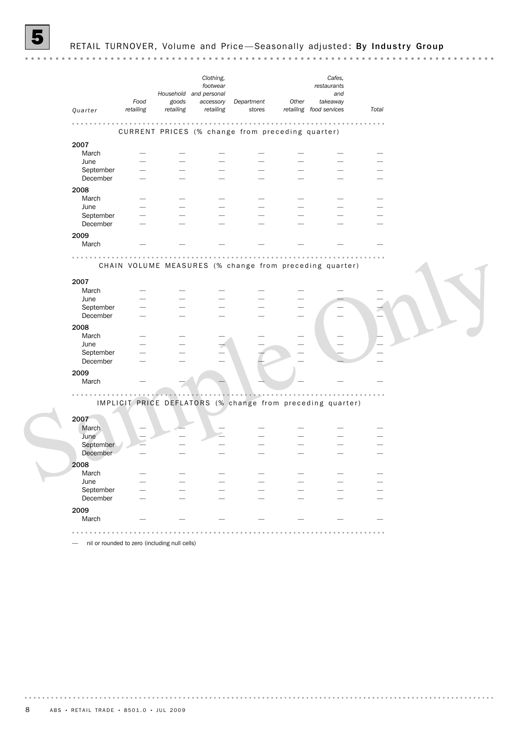## 5 RETAIL TURNOVER, Volume and Price—Seasonally adjusted: **By Industry Group**

| Quarter | Food retailing | Household goods retailing | Clothing, footwear and personal accessory retailing | Department stores | Other retailing | Cafes, restaurants and takeaway food services | Total |
|---|---|---|---|---|---|---|---|
| **CURRENT PRICES (% change from preceding quarter)** | | | | | | | |
| **2007** | | | | | | | |
| March | — | — | — | — | — | — | — |
| June | — | — | — | — | — | — | — |
| September | — | — | — | — | — | — | — |
| December | — | — | — | — | — | — | — |
| **2008** | | | | | | | |
| March | — | — | — | — | — | — | — |
| June | — | — | — | — | — | — | — |
| September | — | — | — | — | — | — | — |
| December | — | — | — | — | — | — | — |
| **2009** | | | | | | | |
| March | — | — | — | — | — | — | — |
| **CHAIN VOLUME MEASURES (% change from preceding quarter)** | | | | | | | |
| **2007** | | | | | | | |
| March | — | — | — | — | — | — | — |
| June | — | — | — | — | — | — | — |
| September | — | — | — | — | — | — | — |
| December | — | — | — | — | — | — | — |
| **2008** | | | | | | | |
| March | — | — | — | — | — | — | — |
| June | — | — | — | — | — | — | — |
| September | — | — | — | — | — | — | — |
| December | — | — | — | — | — | — | — |
| **2009** | | | | | | | |
| March | — | — | — | — | — | — | — |
| **IMPLICIT PRICE DEFLATORS (% change from preceding quarter)** | | | | | | | |
| **2007** | | | | | | | |
| March | — | — | — | — | — | — | — |
| June | — | — | — | — | — | — | — |
| September | — | — | — | — | — | — | — |
| December | — | — | — | — | — | — | — |
| **2008** | | | | | | | |
| March | — | — | — | — | — | — | — |
| June | — | — | — | — | — | — | — |
| September | — | — | — | — | — | — | — |
| December | — | — | — | — | — | — | — |
| **2009** | | | | | | | |
| March | — | — | — | — | — | — | — |

— nil or rounded to zero (including null cells)

Sample Only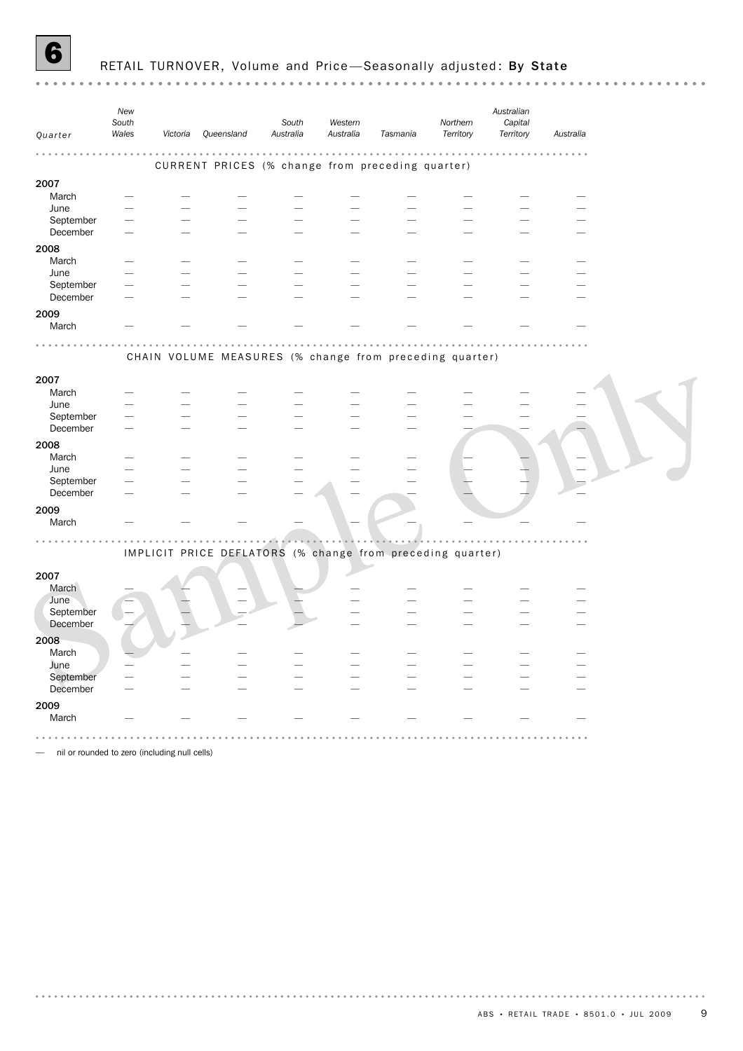# 6 RETAIL TURNOVER, Volume and Price—Seasonally adjusted: By State

| Quarter | New South Wales | Victoria | Queensland | South Australia | Western Australia | Tasmania | Northern Territory | Australian Capital Territory | Australia |
|---|---|---|---|---|---|---|---|---|---|
| **CURRENT PRICES (% change from preceding quarter)** | | | | | | | | | |
| **2007** | | | | | | | | | |
| March | — | — | — | — | — | — | — | — | — |
| June | — | — | — | — | — | — | — | — | — |
| September | — | — | — | — | — | — | — | — | — |
| December | — | — | — | — | — | — | — | — | — |
| **2008** | | | | | | | | | |
| March | — | — | — | — | — | — | — | — | — |
| June | — | — | — | — | — | — | — | — | — |
| September | — | — | — | — | — | — | — | — | — |
| December | — | — | — | — | — | — | — | — | — |
| **2009** | | | | | | | | | |
| March | — | — | — | — | — | — | — | — | — |
| **CHAIN VOLUME MEASURES (% change from preceding quarter)** | | | | | | | | | |
| **2007** | | | | | | | | | |
| March | — | — | — | — | — | — | — | — | — |
| June | — | — | — | — | — | — | — | — | — |
| September | — | — | — | — | — | — | — | — | — |
| December | — | — | — | — | — | — | — | — | — |
| **2008** | | | | | | | | | |
| March | — | — | — | — | — | — | — | — | — |
| June | — | — | — | — | — | — | — | — | — |
| September | — | — | — | — | — | — | — | — | — |
| December | — | — | — | — | — | — | — | — | — |
| **2009** | | | | | | | | | |
| March | — | — | — | — | — | — | — | — | — |
| **IMPLICIT PRICE DEFLATORS (% change from preceding quarter)** | | | | | | | | | |
| **2007** | | | | | | | | | |
| March | — | — | — | — | — | — | — | — | — |
| June | — | — | — | — | — | — | — | — | — |
| September | — | — | — | — | — | — | — | — | — |
| December | — | — | — | — | — | — | — | — | — |
| **2008** | | | | | | | | | |
| March | — | — | — | — | — | — | — | — | — |
| June | — | — | — | — | — | — | — | — | — |
| September | — | — | — | — | — | — | — | — | — |
| December | — | — | — | — | — | — | — | — | — |
| **2009** | | | | | | | | | |
| March | — | — | — | — | — | — | — | — | — |

— nil or rounded to zero (including null cells)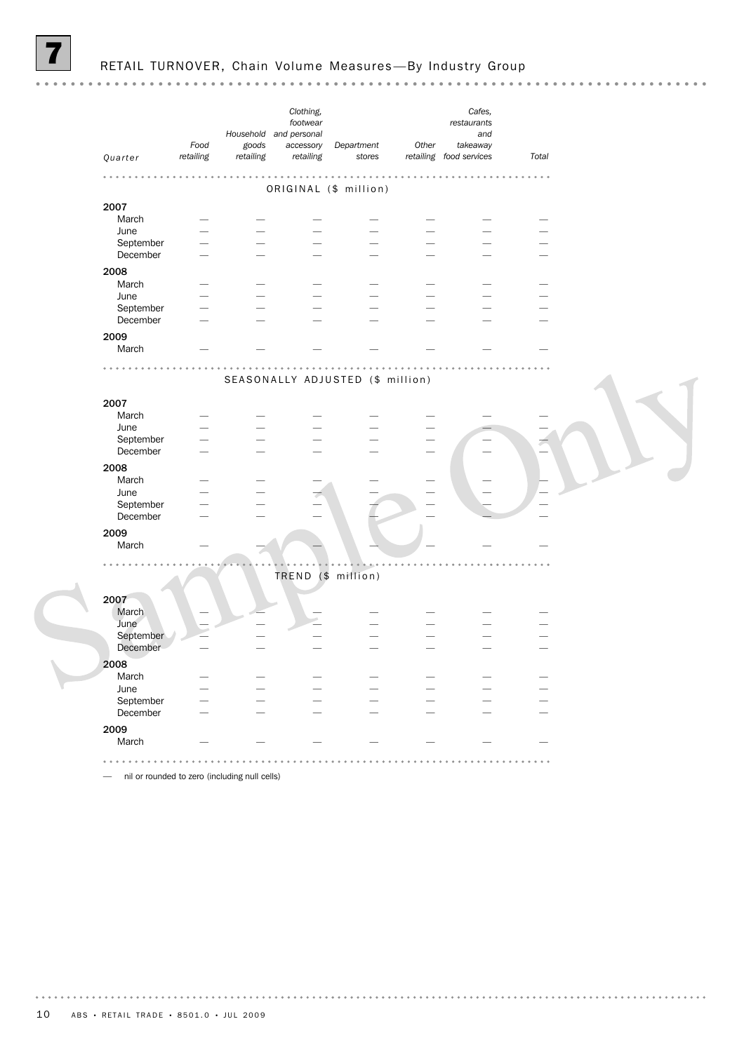# 7 RETAIL TURNOVER, Chain Volume Measures—By Industry Group

| Quarter | Food retailing | Household goods retailing | Clothing, footwear and personal accessory retailing | Department stores | Other retailing | Cafes, restaurants and takeaway food services | Total |
|---|---|---|---|---|---|---|---|
| | | | ORIGINAL ($ million) | | | | |
| **2007** | | | | | | | |
| March | — | — | — | — | — | — | — |
| June | — | — | — | — | — | — | — |
| September | — | — | — | — | — | — | — |
| December | — | — | — | — | — | — | — |
| **2008** | | | | | | | |
| March | — | — | — | — | — | — | — |
| June | — | — | — | — | — | — | — |
| September | — | — | — | — | — | — | — |
| December | — | — | — | — | — | — | — |
| **2009** | | | | | | | |
| March | — | — | — | — | — | — | — |
| | | | SEASONALLY ADJUSTED ($ million) | | | | |
| **2007** | | | | | | | |
| March | — | — | — | — | — | — | — |
| June | — | — | — | — | — | — | — |
| September | — | — | — | — | — | — | — |
| December | — | — | — | — | — | — | — |
| **2008** | | | | | | | |
| March | — | — | — | — | — | — | — |
| June | — | — | — | — | — | — | — |
| September | — | — | — | — | — | — | — |
| December | — | — | — | — | — | — | — |
| **2009** | | | | | | | |
| March | — | — | — | — | — | — | — |
| | | | TREND ($ million) | | | | |
| **2007** | | | | | | | |
| March | — | — | — | — | — | — | — |
| June | — | — | — | — | — | — | — |
| September | — | — | — | — | — | — | — |
| December | — | — | — | — | — | — | — |
| **2008** | | | | | | | |
| March | — | — | — | — | — | — | — |
| June | — | — | — | — | — | — | — |
| September | — | — | — | — | — | — | — |
| December | — | — | — | — | — | — | — |
| **2009** | | | | | | | |
| March | — | — | — | — | — | — | — |

— nil or rounded to zero (including null cells)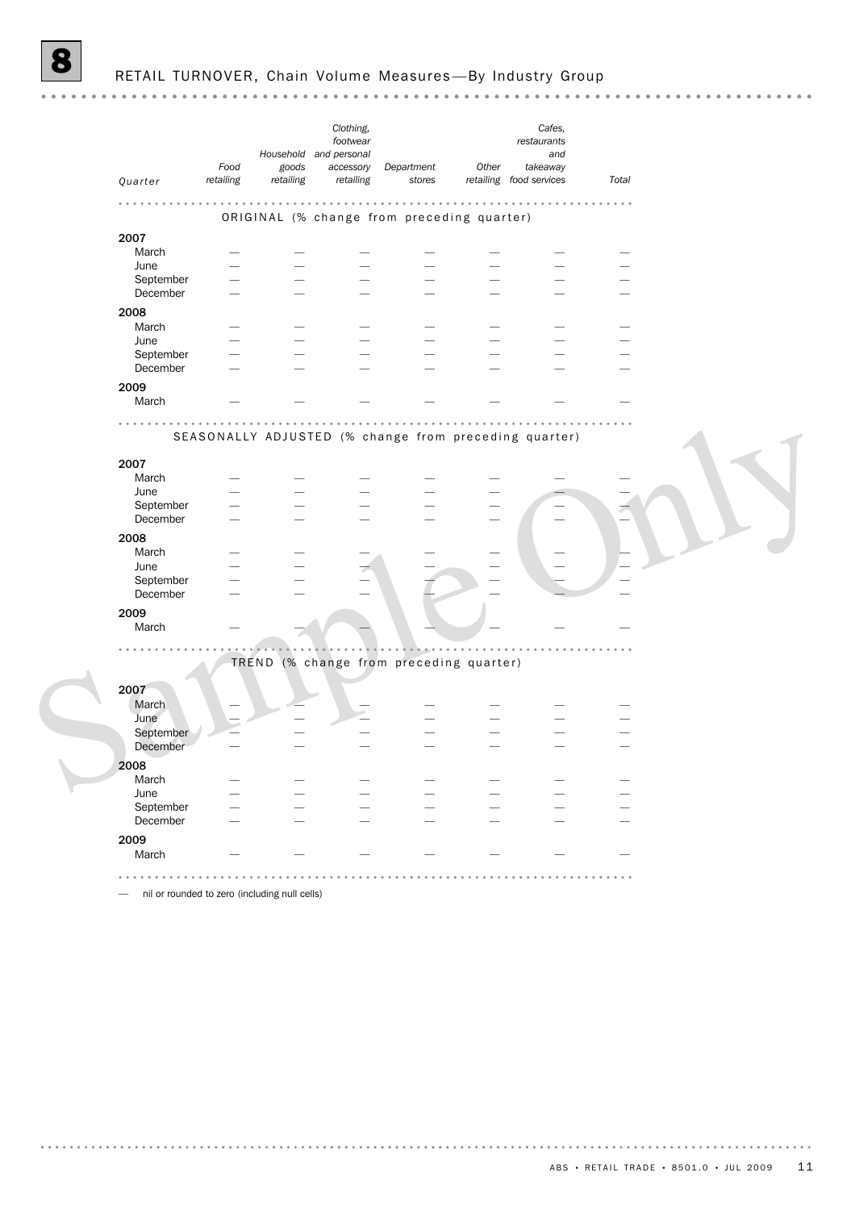# 8 RETAIL TURNOVER, Chain Volume Measures—By Industry Group

| Quarter | Food retailing | Household goods retailing | Clothing, footwear and personal accessory retailing | Department stores | Other retailing | Cafes, restaurants and takeaway food services | Total |
|---|---|---|---|---|---|---|---|
| | | | ORIGINAL (% change from preceding quarter) | | | | |
| **2007** | | | | | | | |
| March | — | — | — | — | — | — | — |
| June | — | — | — | — | — | — | — |
| September | — | — | — | — | — | — | — |
| December | — | — | — | — | — | — | — |
| **2008** | | | | | | | |
| March | — | — | — | — | — | — | — |
| June | — | — | — | — | — | — | — |
| September | — | — | — | — | — | — | — |
| December | — | — | — | — | — | — | — |
| **2009** | | | | | | | |
| March | — | — | — | — | — | — | — |
| | | | SEASONALLY ADJUSTED (% change from preceding quarter) | | | | |
| **2007** | | | | | | | |
| March | — | — | — | — | — | — | — |
| June | — | — | — | — | — | — | — |
| September | — | — | — | — | — | — | — |
| December | — | — | — | — | — | — | — |
| **2008** | | | | | | | |
| March | — | — | — | — | — | — | — |
| June | — | — | — | — | — | — | — |
| September | — | — | — | — | — | — | — |
| December | — | — | — | — | — | — | — |
| **2009** | | | | | | | |
| March | — | — | — | — | — | — | — |
| | | | TREND (% change from preceding quarter) | | | | |
| **2007** | | | | | | | |
| March | — | — | — | — | — | — | — |
| June | — | — | — | — | — | — | — |
| September | — | — | — | — | — | — | — |
| December | — | — | — | — | — | — | — |
| **2008** | | | | | | | |
| March | — | — | — | — | — | — | — |
| June | — | — | — | — | — | — | — |
| September | — | — | — | — | — | — | — |
| December | — | — | — | — | — | — | — |
| **2009** | | | | | | | |
| March | — | — | — | — | — | — | — |

— nil or rounded to zero (including null cells)

Sample Only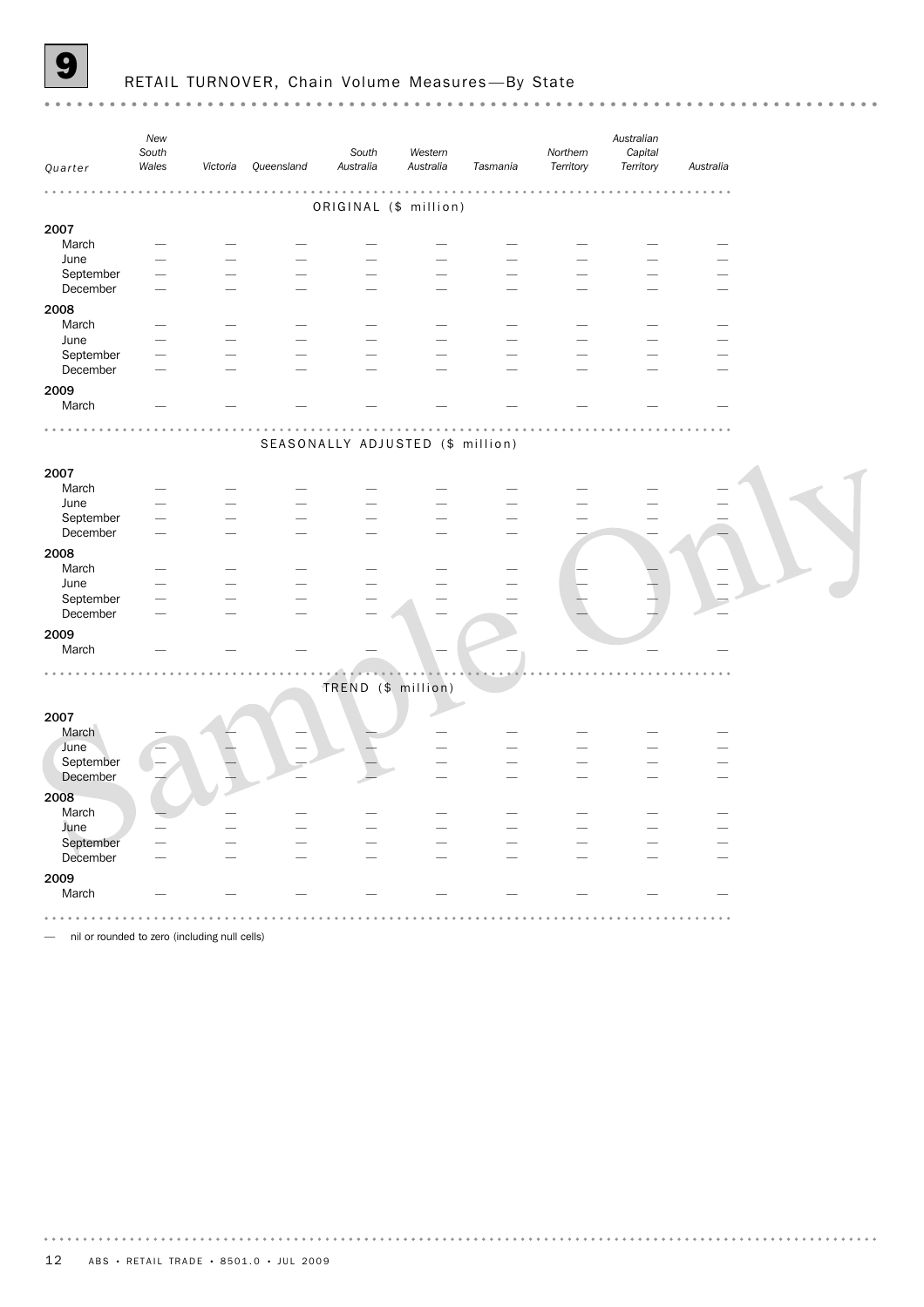# 9 RETAIL TURNOVER, Chain Volume Measures—By State

| Quarter | New South Wales | Victoria | Queensland | South Australia | Western Australia | Tasmania | Northern Territory | Australian Capital Territory | Australia |
|---|---|---|---|---|---|---|---|---|---|
| **ORIGINAL ($ million)** | | | | | | | | | |
| **2007** | | | | | | | | | |
| March | — | — | — | — | — | — | — | — | — |
| June | — | — | — | — | — | — | — | — | — |
| September | — | — | — | — | — | — | — | — | — |
| December | — | — | — | — | — | — | — | — | — |
| **2008** | | | | | | | | | |
| March | — | — | — | — | — | — | — | — | — |
| June | — | — | — | — | — | — | — | — | — |
| September | — | — | — | — | — | — | — | — | — |
| December | — | — | — | — | — | — | — | — | — |
| **2009** | | | | | | | | | |
| March | — | — | — | — | — | — | — | — | — |
| **SEASONALLY ADJUSTED ($ million)** | | | | | | | | | |
| **2007** | | | | | | | | | |
| March | — | — | — | — | — | — | — | — | — |
| June | — | — | — | — | — | — | — | — | — |
| September | — | — | — | — | — | — | — | — | — |
| December | — | — | — | — | — | — | — | — | — |
| **2008** | | | | | | | | | |
| March | — | — | — | — | — | — | — | — | — |
| June | — | — | — | — | — | — | — | — | — |
| September | — | — | — | — | — | — | — | — | — |
| December | — | — | — | — | — | — | — | — | — |
| **2009** | | | | | | | | | |
| March | — | — | — | — | — | — | — | — | — |
| **TREND ($ million)** | | | | | | | | | |
| **2007** | | | | | | | | | |
| March | — | — | — | — | — | — | — | — | — |
| June | — | — | — | — | — | — | — | — | — |
| September | — | — | — | — | — | — | — | — | — |
| December | — | — | — | — | — | — | — | — | — |
| **2008** | | | | | | | | | |
| March | — | — | — | — | — | — | — | — | — |
| June | — | — | — | — | — | — | — | — | — |
| September | — | — | — | — | — | — | — | — | — |
| December | — | — | — | — | — | — | — | — | — |
| **2009** | | | | | | | | | |
| March | — | — | — | — | — | — | — | — | — |

— nil or rounded to zero (including null cells)

Sample Only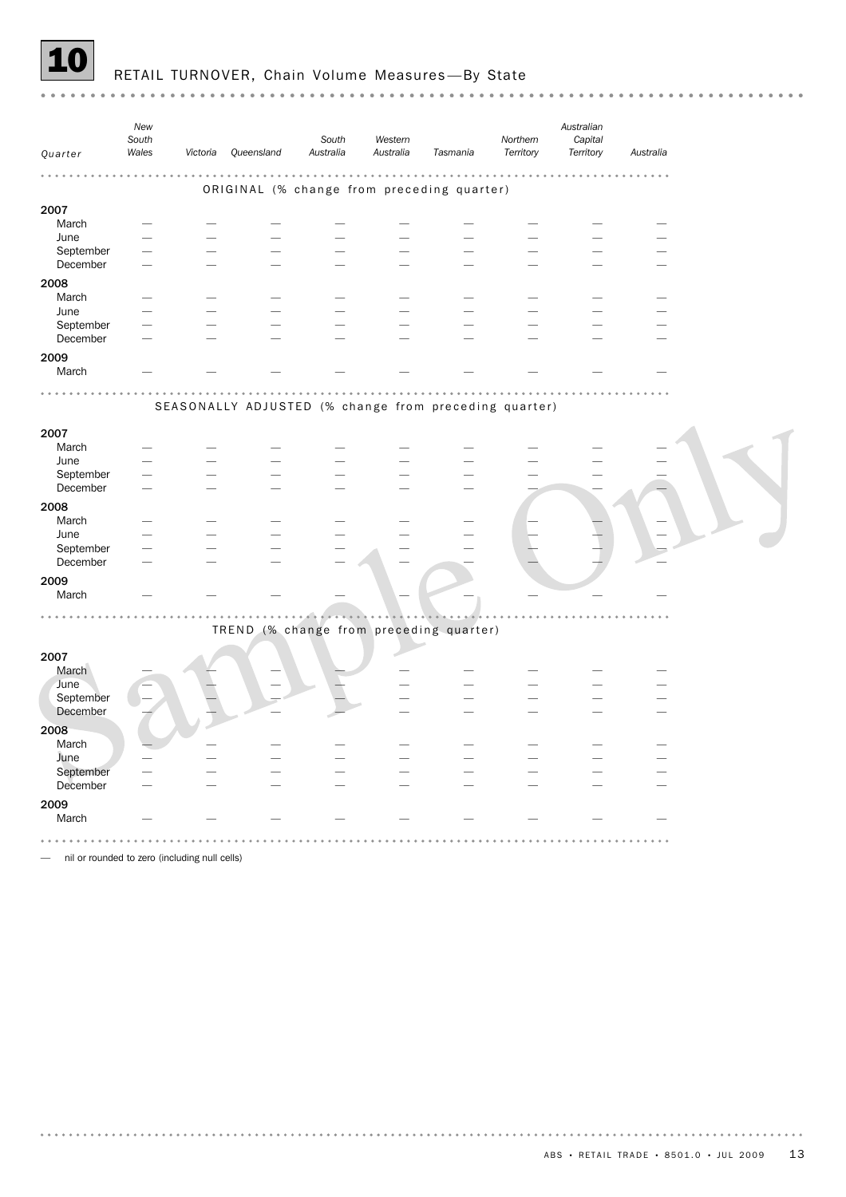# 10 RETAIL TURNOVER, Chain Volume Measures—By State

| Quarter | New South Wales | Victoria | Queensland | South Australia | Western Australia | Tasmania | Northern Territory | Australian Capital Territory | Australia |
|---|---|---|---|---|---|---|---|---|---|
| **ORIGINAL (% change from preceding quarter)** | | | | | | | | | |
| **2007** | | | | | | | | | |
| March | — | — | — | — | — | — | — | — | — |
| June | — | — | — | — | — | — | — | — | — |
| September | — | — | — | — | — | — | — | — | — |
| December | — | — | — | — | — | — | — | — | — |
| **2008** | | | | | | | | | |
| March | — | — | — | — | — | — | — | — | — |
| June | — | — | — | — | — | — | — | — | — |
| September | — | — | — | — | — | — | — | — | — |
| December | — | — | — | — | — | — | — | — | — |
| **2009** | | | | | | | | | |
| March | — | — | — | — | — | — | — | — | — |
| **SEASONALLY ADJUSTED (% change from preceding quarter)** | | | | | | | | | |
| **2007** | | | | | | | | | |
| March | — | — | — | — | — | — | — | — | — |
| June | — | — | — | — | — | — | — | — | — |
| September | — | — | — | — | — | — | — | — | — |
| December | — | — | — | — | — | — | — | — | — |
| **2008** | | | | | | | | | |
| March | — | — | — | — | — | — | — | — | — |
| June | — | — | — | — | — | — | — | — | — |
| September | — | — | — | — | — | — | — | — | — |
| December | — | — | — | — | — | — | — | — | — |
| **2009** | | | | | | | | | |
| March | — | — | — | — | — | — | — | — | — |
| **TREND (% change from preceding quarter)** | | | | | | | | | |
| **2007** | | | | | | | | | |
| March | — | — | — | — | — | — | — | — | — |
| June | — | — | — | — | — | — | — | — | — |
| September | — | — | — | — | — | — | — | — | — |
| December | — | — | — | — | — | — | — | — | — |
| **2008** | | | | | | | | | |
| March | — | — | — | — | — | — | — | — | — |
| June | — | — | — | — | — | — | — | — | — |
| September | — | — | — | — | — | — | — | — | — |
| December | — | — | — | — | — | — | — | — | — |
| **2009** | | | | | | | | | |
| March | — | — | — | — | — | — | — | — | — |

— nil or rounded to zero (including null cells)

Sample Only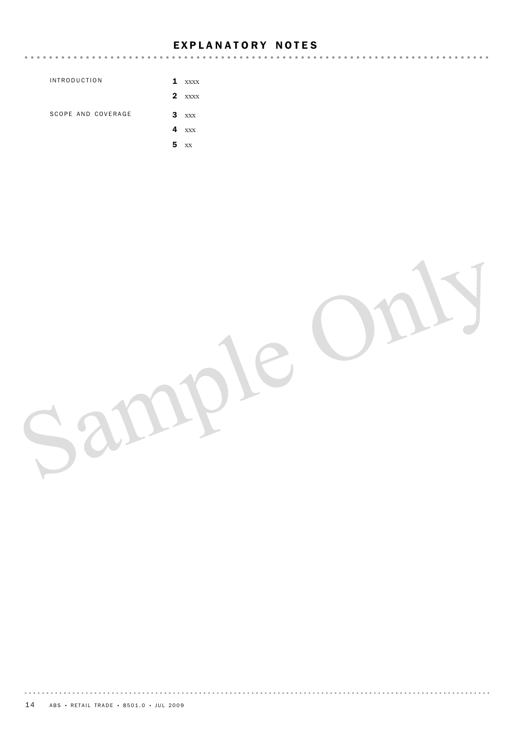# EXPLANATORY NOTES

INTRODUCTION

**1** xxxx

**2** xxxx

SCOPE AND COVERAGE

**3** xxx

**4** xxx

**5** xx

Sample Only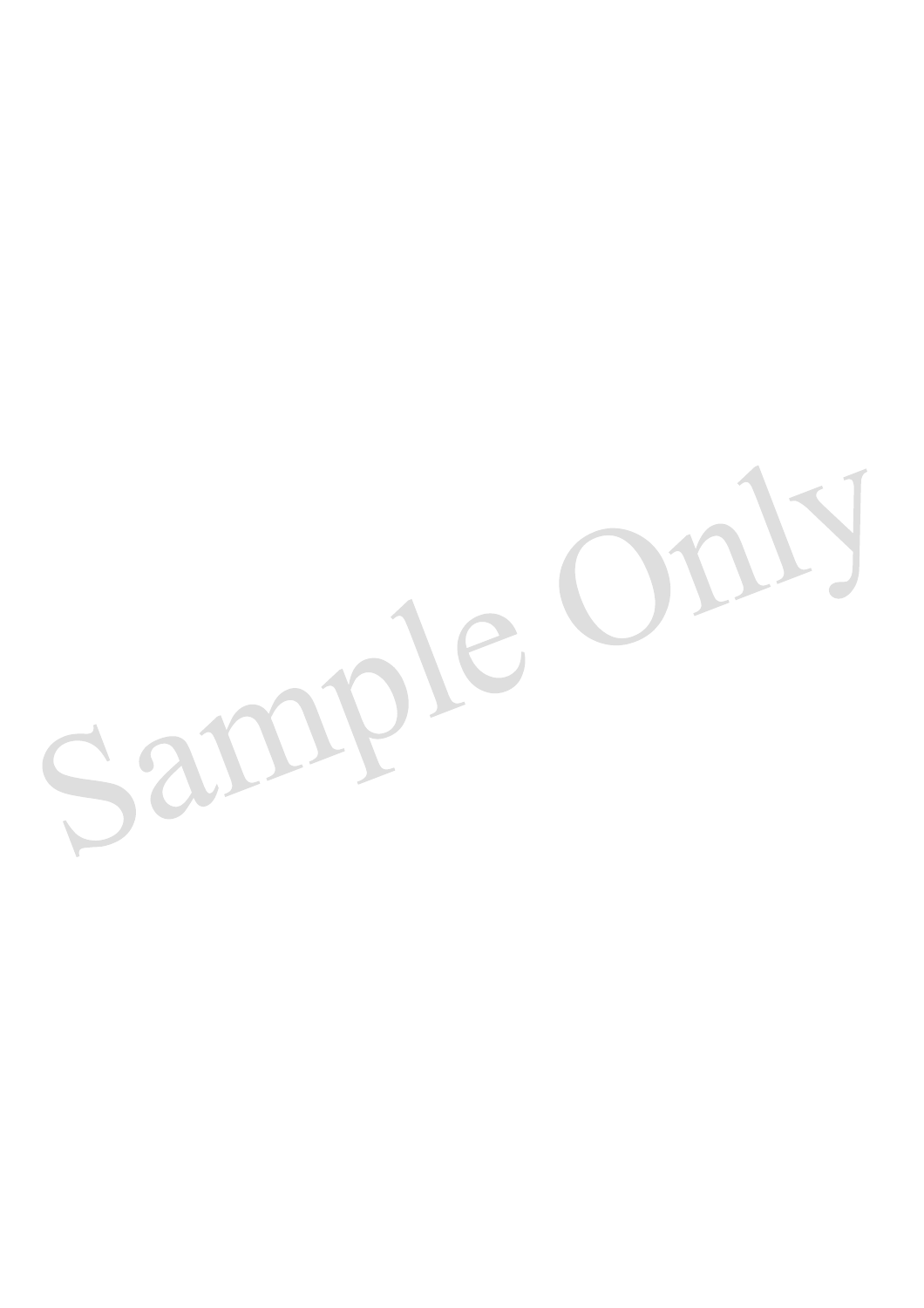Sample Only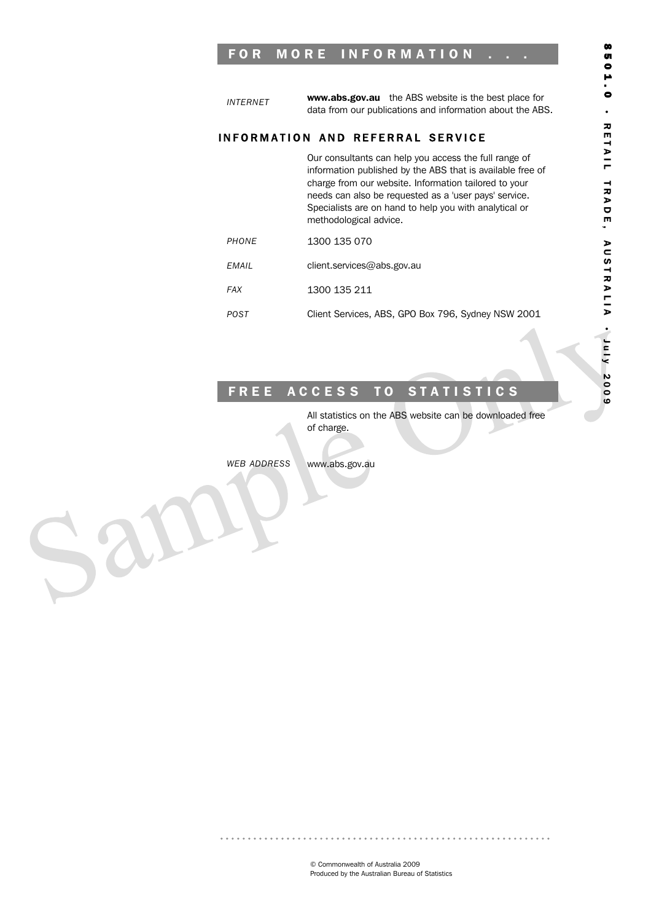## FOR MORE INFORMATION . . .

*INTERNET* **www.abs.gov.au** the ABS website is the best place for data from our publications and information about the ABS.

### INFORMATION AND REFERRAL SERVICE

Our consultants can help you access the full range of information published by the ABS that is available free of charge from our website. Information tailored to your needs can also be requested as a 'user pays' service. Specialists are on hand to help you with analytical or methodological advice.

*PHONE* 1300 135 070

*EMAIL* client.services@abs.gov.au

*FAX* 1300 135 211

*POST* Client Services, ABS, GPO Box 796, Sydney NSW 2001

## FREE ACCESS TO STATISTICS

All statistics on the ABS website can be downloaded free of charge.

*WEB ADDRESS* www.abs.gov.au

© Commonwealth of Australia 2009
Produced by the Australian Bureau of Statistics